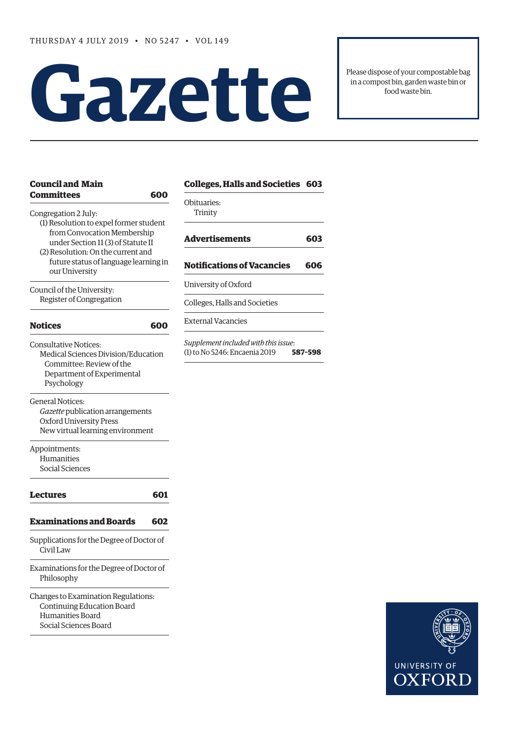THURSDAY 4 JULY 2019 • NO 5247 • VOL 149

# Gazette

Please dispose of your compostable bag in a compost bin, garden waste bin or food waste bin.

## Council and Main Committees 600

Congregation 2 July:
- (1) Resolution to expel former student from Convocation Membership under Section 11 (3) of Statute II
- (2) Resolution: On the current and future status of language learning in our University

Council of the University:
- Register of Congregation

## Notices 600

Consultative Notices:
- Medical Sciences Division/Education Committee: Review of the Department of Experimental Psychology

General Notices:
- *Gazette* publication arrangements
- Oxford University Press
- New virtual learning environment

Appointments:
- Humanities
- Social Sciences

## Lectures 601

## Examinations and Boards 602

Supplications for the Degree of Doctor of Civil Law

Examinations for the Degree of Doctor of Philosophy

Changes to Examination Regulations:
- Continuing Education Board
- Humanities Board
- Social Sciences Board

## Colleges, Halls and Societies 603

Obituaries:
- Trinity

## Advertisements 603

## Notifications of Vacancies 606

University of Oxford

Colleges, Halls and Societies

External Vacancies

*Supplement included with this issue:*
(1) to No 5246: Encaenia 2019 **587–598**

UNIVERSITY OF OXFORD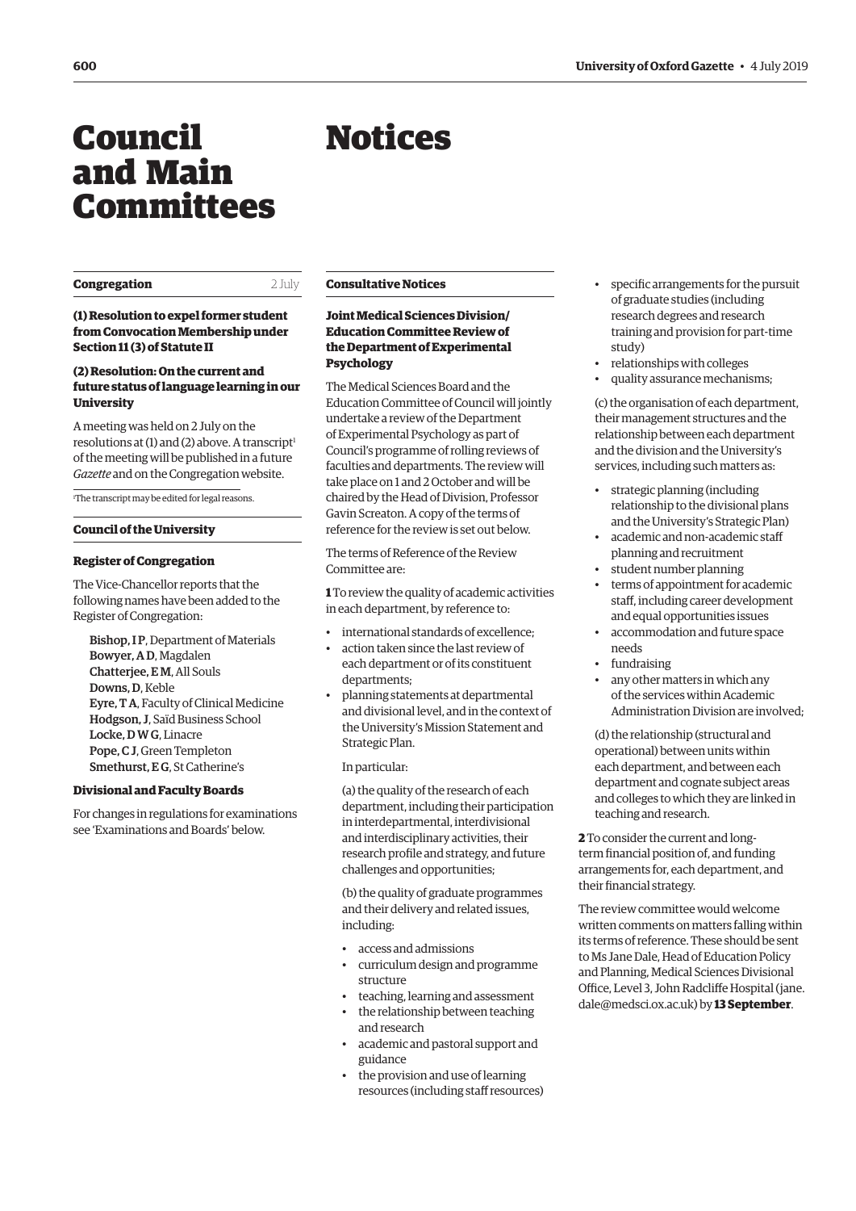# Council and Main Committees

# Notices

## Congregation

2 July

### (1) Resolution to expel former student from Convocation Membership under Section 11 (3) of Statute II

### (2) Resolution: On the current and future status of language learning in our University

A meeting was held on 2 July on the resolutions at (1) and (2) above. A transcript[1] of the meeting will be published in a future *Gazette* and on the Congregation website.

[1] The transcript may be edited for legal reasons.

## Council of the University

### Register of Congregation

The Vice-Chancellor reports that the following names have been added to the Register of Congregation:

**Bishop, I P**, Department of Materials
**Bowyer, A D**, Magdalen
**Chatterjee, E M**, All Souls
**Downs, D**, Keble
**Eyre, T A**, Faculty of Clinical Medicine
**Hodgson, J**, Saïd Business School
**Locke, D W G**, Linacre
**Pope, C J**, Green Templeton
**Smethurst, E G**, St Catherine's

### Divisional and Faculty Boards

For changes in regulations for examinations see 'Examinations and Boards' below.

## Consultative Notices

### Joint Medical Sciences Division/ Education Committee Review of the Department of Experimental Psychology

The Medical Sciences Board and the Education Committee of Council will jointly undertake a review of the Department of Experimental Psychology as part of Council's programme of rolling reviews of faculties and departments. The review will take place on 1 and 2 October and will be chaired by the Head of Division, Professor Gavin Screaton. A copy of the terms of reference for the review is set out below.

The terms of Reference of the Review Committee are:

**1** To review the quality of academic activities in each department, by reference to:

- international standards of excellence;
- action taken since the last review of each department or of its constituent departments;
- planning statements at departmental and divisional level, and in the context of the University's Mission Statement and Strategic Plan.

In particular:

(a) the quality of the research of each department, including their participation in interdepartmental, interdivisional and interdisciplinary activities, their research profile and strategy, and future challenges and opportunities;

(b) the quality of graduate programmes and their delivery and related issues, including:

- access and admissions
- curriculum design and programme structure
- teaching, learning and assessment
- the relationship between teaching and research
- academic and pastoral support and guidance
- the provision and use of learning resources (including staff resources)
- specific arrangements for the pursuit of graduate studies (including research degrees and research training and provision for part-time study)
- relationships with colleges
- quality assurance mechanisms;

(c) the organisation of each department, their management structures and the relationship between each department and the division and the University's services, including such matters as:

- strategic planning (including relationship to the divisional plans and the University's Strategic Plan)
- academic and non-academic staff planning and recruitment
- student number planning
- terms of appointment for academic staff, including career development and equal opportunities issues
- accommodation and future space needs
- fundraising
- any other matters in which any of the services within Academic Administration Division are involved;

(d) the relationship (structural and operational) between units within each department, and between each department and cognate subject areas and colleges to which they are linked in teaching and research.

**2** To consider the current and long-term financial position of, and funding arrangements for, each department, and their financial strategy.

The review committee would welcome written comments on matters falling within its terms of reference. These should be sent to Ms Jane Dale, Head of Education Policy and Planning, Medical Sciences Divisional Office, Level 3, John Radcliffe Hospital (jane.dale@medsci.ox.ac.uk) by **13 September**.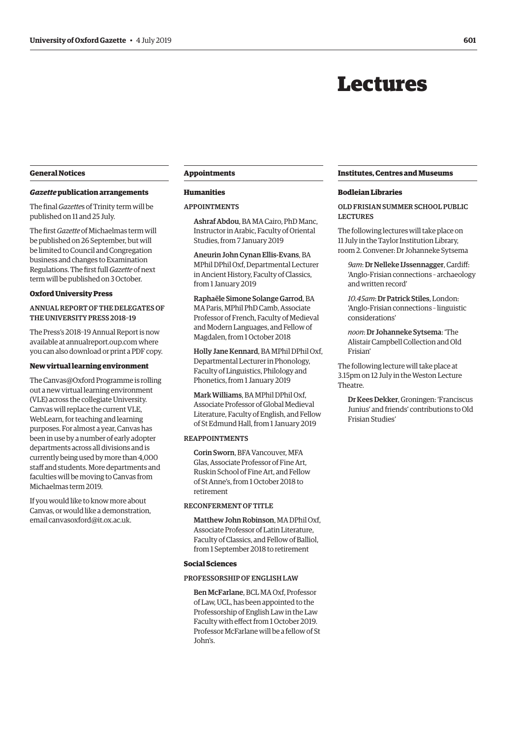# Lectures

## General Notices

### *Gazette* publication arrangements

The final *Gazette*s of Trinity term will be published on 11 and 25 July.

The first *Gazette* of Michaelmas term will be published on 26 September, but will be limited to Council and Congregation business and changes to Examination Regulations. The first full *Gazette* of next term will be published on 3 October.

### Oxford University Press

#### ANNUAL REPORT OF THE DELEGATES OF THE UNIVERSITY PRESS 2018–19

The Press's 2018–19 Annual Report is now available at annualreport.oup.com where you can also download or print a PDF copy.

### New virtual learning environment

The Canvas@Oxford Programme is rolling out a new virtual learning environment (VLE) across the collegiate University. Canvas will replace the current VLE, WebLearn, for teaching and learning purposes. For almost a year, Canvas has been in use by a number of early adopter departments across all divisions and is currently being used by more than 4,000 staff and students. More departments and faculties will be moving to Canvas from Michaelmas term 2019.

If you would like to know more about Canvas, or would like a demonstration, email canvasoxford@it.ox.ac.uk.

## Appointments

### Humanities

#### APPOINTMENTS

**Ashraf Abdou**, BA MA Cairo, PhD Manc, Instructor in Arabic, Faculty of Oriental Studies, from 7 January 2019

**Aneurin John Cynan Ellis-Evans**, BA MPhil DPhil Oxf, Departmental Lecturer in Ancient History, Faculty of Classics, from 1 January 2019

**Raphaële Simone Solange Garrod**, BA MA Paris, MPhil PhD Camb, Associate Professor of French, Faculty of Medieval and Modern Languages, and Fellow of Magdalen, from 1 October 2018

**Holly Jane Kennard**, BA MPhil DPhil Oxf, Departmental Lecturer in Phonology, Faculty of Linguistics, Philology and Phonetics, from 1 January 2019

**Mark Williams**, BA MPhil DPhil Oxf, Associate Professor of Global Medieval Literature, Faculty of English, and Fellow of St Edmund Hall, from 1 January 2019

#### REAPPOINTMENTS

**Corin Sworn**, BFA Vancouver, MFA Glas, Associate Professor of Fine Art, Ruskin School of Fine Art, and Fellow of St Anne's, from 1 October 2018 to retirement

#### RECONFERMENT OF TITLE

**Matthew John Robinson**, MA DPhil Oxf, Associate Professor of Latin Literature, Faculty of Classics, and Fellow of Balliol, from 1 September 2018 to retirement

### Social Sciences

#### PROFESSORSHIP OF ENGLISH LAW

**Ben McFarlane**, BCL MA Oxf, Professor of Law, UCL, has been appointed to the Professorship of English Law in the Law Faculty with effect from 1 October 2019. Professor McFarlane will be a fellow of St John's.

## Institutes, Centres and Museums

### Bodleian Libraries

#### OLD FRISIAN SUMMER SCHOOL PUBLIC LECTURES

The following lectures will take place on 11 July in the Taylor Institution Library, room 2. Convener: Dr Johanneke Sytsema

*9am*: **Dr Nelleke IJssennagger**, Cardiff: 'Anglo-Frisian connections – archaeology and written record'

*10.45am*: **Dr Patrick Stiles**, London: 'Anglo-Frisian connections – linguistic considerations'

*noon*: **Dr Johanneke Sytsema**: 'The Alistair Campbell Collection and Old Frisian'

The following lecture will take place at 3.15pm on 12 July in the Weston Lecture Theatre.

**Dr Kees Dekker**, Groningen: 'Franciscus Junius' and friends' contributions to Old Frisian Studies'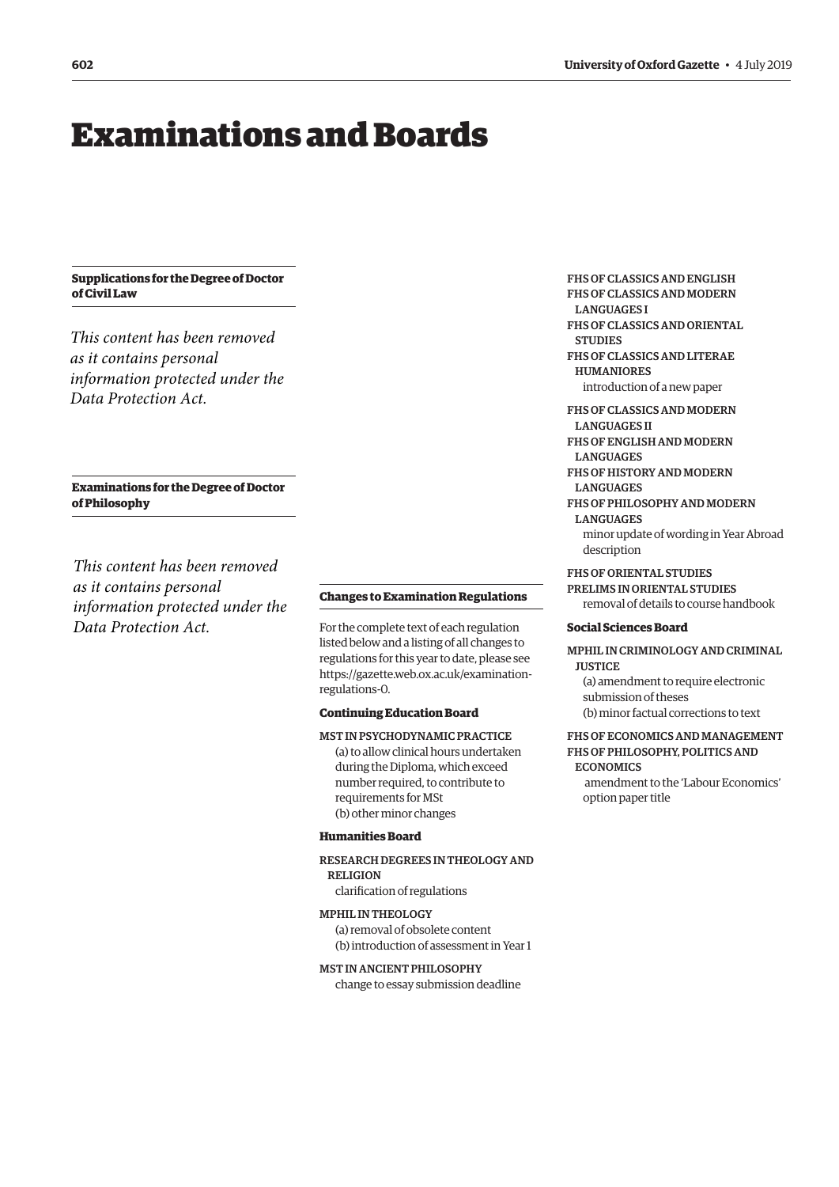# Examinations and Boards

## Supplications for the Degree of Doctor of Civil Law

*This content has been removed as it contains personal information protected under the Data Protection Act.*

## Examinations for the Degree of Doctor of Philosophy

*This content has been removed as it contains personal information protected under the Data Protection Act.*

## Changes to Examination Regulations

For the complete text of each regulation listed below and a listing of all changes to regulations for this year to date, please see https://gazette.web.ox.ac.uk/examination-regulations-0.

### Continuing Education Board

MST IN PSYCHODYNAMIC PRACTICE
(a) to allow clinical hours undertaken during the Diploma, which exceed number required, to contribute to requirements for MSt
(b) other minor changes

### Humanities Board

RESEARCH DEGREES IN THEOLOGY AND RELIGION
clarification of regulations

MPHIL IN THEOLOGY
(a) removal of obsolete content
(b) introduction of assessment in Year 1

MST IN ANCIENT PHILOSOPHY
change to essay submission deadline

FHS OF CLASSICS AND ENGLISH
FHS OF CLASSICS AND MODERN LANGUAGES I
FHS OF CLASSICS AND ORIENTAL STUDIES
FHS OF CLASSICS AND LITERAE HUMANIORES
introduction of a new paper

FHS OF CLASSICS AND MODERN LANGUAGES II
FHS OF ENGLISH AND MODERN LANGUAGES
FHS OF HISTORY AND MODERN LANGUAGES
FHS OF PHILOSOPHY AND MODERN LANGUAGES
minor update of wording in Year Abroad description

FHS OF ORIENTAL STUDIES
PRELIMS IN ORIENTAL STUDIES
removal of details to course handbook

### Social Sciences Board

MPHIL IN CRIMINOLOGY AND CRIMINAL JUSTICE
(a) amendment to require electronic submission of theses
(b) minor factual corrections to text

FHS OF ECONOMICS AND MANAGEMENT
FHS OF PHILOSOPHY, POLITICS AND ECONOMICS
amendment to the 'Labour Economics' option paper title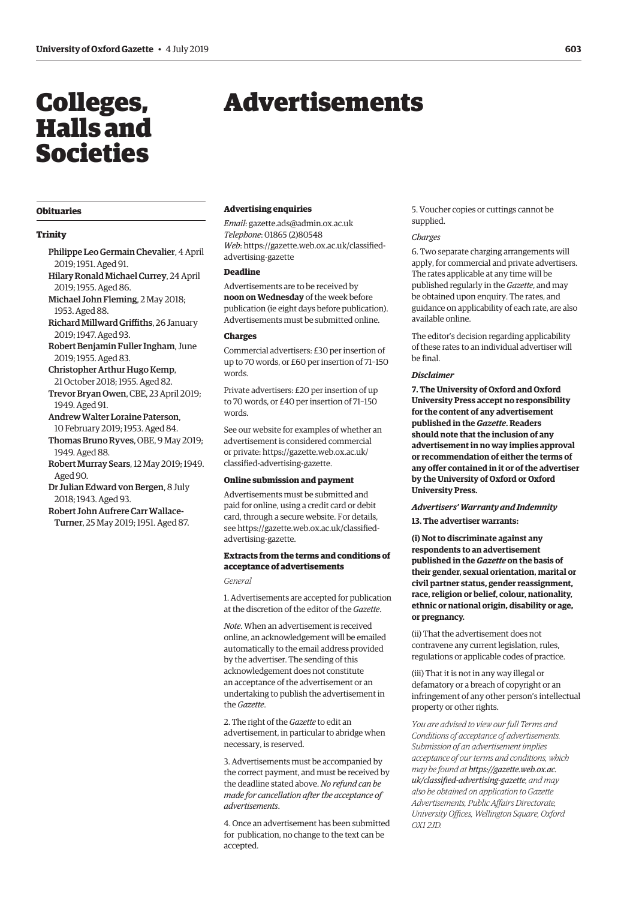# Colleges, Halls and Societies

## Obituaries

### Trinity

**Philippe Leo Germain Chevalier**, 4 April 2019; 1951. Aged 91.

**Hilary Ronald Michael Currey**, 24 April 2019; 1955. Aged 86.

**Michael John Fleming**, 2 May 2018; 1953. Aged 88.

**Richard Millward Griffiths**, 26 January 2019; 1947. Aged 93.

**Robert Benjamin Fuller Ingham**, June 2019; 1955. Aged 83.

**Christopher Arthur Hugo Kemp**, 21 October 2018; 1955. Aged 82.

**Trevor Bryan Owen**, CBE, 23 April 2019; 1949. Aged 91.

**Andrew Walter Loraine Paterson**, 10 February 2019; 1953. Aged 84.

**Thomas Bruno Ryves**, OBE, 9 May 2019; 1949. Aged 88.

**Robert Murray Sears**, 12 May 2019; 1949. Aged 90.

**Dr Julian Edward von Bergen**, 8 July 2018; 1943. Aged 93.

**Robert John Aufrere Carr Wallace-Turner**, 25 May 2019; 1951. Aged 87.

# Advertisements

### Advertising enquiries

*Email*: gazette.ads@admin.ox.ac.uk
*Telephone*: 01865 (2)80548
*Web*: https://gazette.web.ox.ac.uk/classified-advertising-gazette

### Deadline

Advertisements are to be received by **noon on Wednesday** of the week before publication (ie eight days before publication). Advertisements must be submitted online.

### Charges

Commercial advertisers: £30 per insertion of up to 70 words, or £60 per insertion of 71–150 words.

Private advertisers: £20 per insertion of up to 70 words, or £40 per insertion of 71–150 words.

See our website for examples of whether an advertisement is considered commercial or private: https://gazette.web.ox.ac.uk/classified-advertising-gazette.

### Online submission and payment

Advertisements must be submitted and paid for online, using a credit card or debit card, through a secure website. For details, see https://gazette.web.ox.ac.uk/classified-advertising-gazette.

### Extracts from the terms and conditions of acceptance of advertisements

*General*

1. Advertisements are accepted for publication at the discretion of the editor of the *Gazette*.

*Note*. When an advertisement is received online, an acknowledgement will be emailed automatically to the email address provided by the advertiser. The sending of this acknowledgement does not constitute an acceptance of the advertisement or an undertaking to publish the advertisement in the *Gazette*.

2. The right of the *Gazette* to edit an advertisement, in particular to abridge when necessary, is reserved.

3. Advertisements must be accompanied by the correct payment, and must be received by the deadline stated above. *No refund can be made for cancellation after the acceptance of advertisements*.

4. Once an advertisement has been submitted for publication, no change to the text can be accepted.

5. Voucher copies or cuttings cannot be supplied.

*Charges*

6. Two separate charging arrangements will apply, for commercial and private advertisers. The rates applicable at any time will be published regularly in the *Gazette*, and may be obtained upon enquiry. The rates, and guidance on applicability of each rate, are also available online.

The editor's decision regarding applicability of these rates to an individual advertiser will be final.

***Disclaimer***

**7. The University of Oxford and Oxford University Press accept no responsibility for the content of any advertisement published in the *Gazette*. Readers should note that the inclusion of any advertisement in no way implies approval or recommendation of either the terms of any offer contained in it or of the advertiser by the University of Oxford or Oxford University Press.**

***Advertisers' Warranty and Indemnity***

**13. The advertiser warrants:**

**(i) Not to discriminate against any respondents to an advertisement published in the *Gazette* on the basis of their gender, sexual orientation, marital or civil partner status, gender reassignment, race, religion or belief, colour, nationality, ethnic or national origin, disability or age, or pregnancy.**

(ii) That the advertisement does not contravene any current legislation, rules, regulations or applicable codes of practice.

(iii) That it is not in any way illegal or defamatory or a breach of copyright or an infringement of any other person's intellectual property or other rights.

*You are advised to view our full Terms and Conditions of acceptance of advertisements. Submission of an advertisement implies acceptance of our terms and conditions, which may be found at **https://gazette.web.ox.ac.uk/classified-advertising-gazette**, and may also be obtained on application to Gazette Advertisements, Public Affairs Directorate, University Offices, Wellington Square, Oxford OX1 2JD.*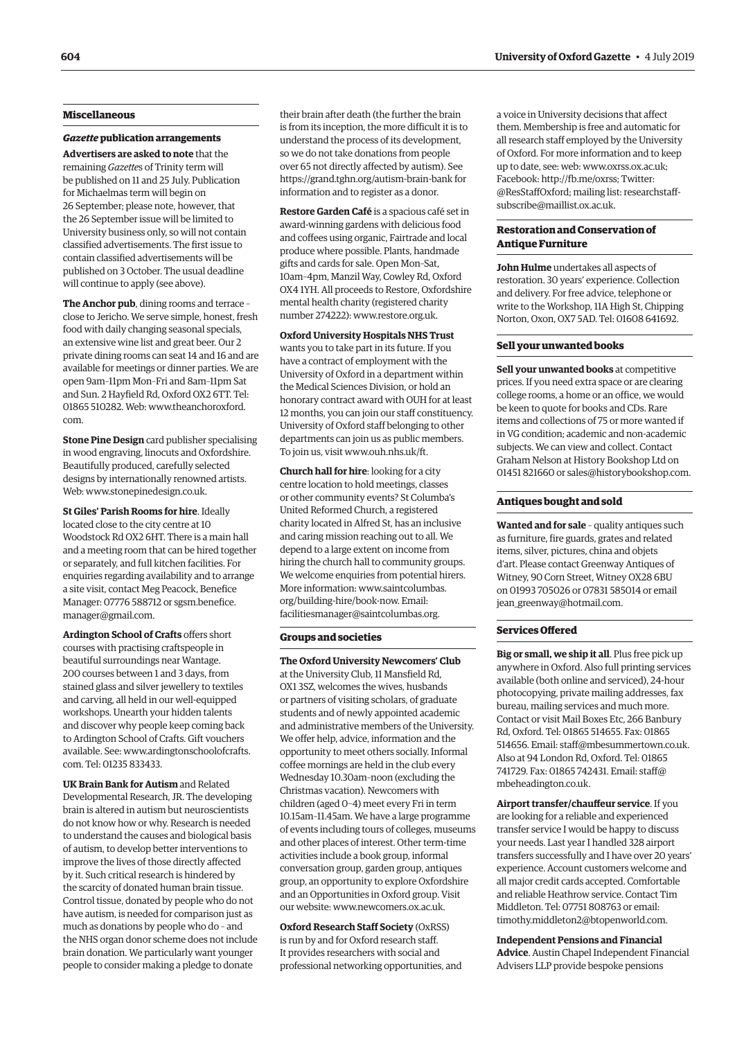## Miscellaneous

### *Gazette* publication arrangements

**Advertisers are asked to note** that the remaining *Gazette*s of Trinity term will be published on 11 and 25 July. Publication for Michaelmas term will begin on 26 September; please note, however, that the 26 September issue will be limited to University business only, so will not contain classified advertisements. The first issue to contain classified advertisements will be published on 3 October. The usual deadline will continue to apply (see above).

**The Anchor pub**, dining rooms and terrace – close to Jericho. We serve simple, honest, fresh food with daily changing seasonal specials, an extensive wine list and great beer. Our 2 private dining rooms can seat 14 and 16 and are available for meetings or dinner parties. We are open 9am–11pm Mon–Fri and 8am–11pm Sat and Sun. 2 Hayfield Rd, Oxford OX2 6TT. Tel: 01865 510282. Web: www.theanchoroxford.com.

**Stone Pine Design** card publisher specialising in wood engraving, linocuts and Oxfordshire. Beautifully produced, carefully selected designs by internationally renowned artists. Web: www.stonepinedesign.co.uk.

**St Giles' Parish Rooms for hire**. Ideally located close to the city centre at 10 Woodstock Rd OX2 6HT. There is a main hall and a meeting room that can be hired together or separately, and full kitchen facilities. For enquiries regarding availability and to arrange a site visit, contact Meg Peacock, Benefice Manager: 07776 588712 or sgsm.benefice.manager@gmail.com.

**Ardington School of Crafts** offers short courses with practising craftspeople in beautiful surroundings near Wantage. 200 courses between 1 and 3 days, from stained glass and silver jewellery to textiles and carving, all held in our well-equipped workshops. Unearth your hidden talents and discover why people keep coming back to Ardington School of Crafts. Gift vouchers available. See: www.ardingtonschoolofcrafts.com. Tel: 01235 833433.

**UK Brain Bank for Autism** and Related Developmental Research, JR. The developing brain is altered in autism but neuroscientists do not know how or why. Research is needed to understand the causes and biological basis of autism, to develop better interventions to improve the lives of those directly affected by it. Such critical research is hindered by the scarcity of donated human brain tissue. Control tissue, donated by people who do not have autism, is needed for comparison just as much as donations by people who do – and the NHS organ donor scheme does not include brain donation. We particularly want younger people to consider making a pledge to donate their brain after death (the further the brain is from its inception, the more difficult it is to understand the process of its development, so we do not take donations from people over 65 not directly affected by autism). See https://grand.tghn.org/autism-brain-bank for information and to register as a donor.

**Restore Garden Café** is a spacious café set in award-winning gardens with delicious food and coffees using organic, Fairtrade and local produce where possible. Plants, handmade gifts and cards for sale. Open Mon–Sat, 10am–4pm, Manzil Way, Cowley Rd, Oxford OX4 1YH. All proceeds to Restore, Oxfordshire mental health charity (registered charity number 274222): www.restore.org.uk.

**Oxford University Hospitals NHS Trust** wants you to take part in its future. If you have a contract of employment with the University of Oxford in a department within the Medical Sciences Division, or hold an honorary contract award with OUH for at least 12 months, you can join our staff constituency. University of Oxford staff belonging to other departments can join us as public members. To join us, visit www.ouh.nhs.uk/ft.

**Church hall for hire**: looking for a city centre location to hold meetings, classes or other community events? St Columba's United Reformed Church, a registered charity located in Alfred St, has an inclusive and caring mission reaching out to all. We depend to a large extent on income from hiring the church hall to community groups. We welcome enquiries from potential hirers. More information: www.saintcolumbas.org/building-hire/book-now. Email: facilitiesmanager@saintcolumbas.org.

## Groups and societies

**The Oxford University Newcomers' Club** at the University Club, 11 Mansfield Rd, OX1 3SZ, welcomes the wives, husbands or partners of visiting scholars, of graduate students and of newly appointed academic and administrative members of the University. We offer help, advice, information and the opportunity to meet others socially. Informal coffee mornings are held in the club every Wednesday 10.30am–noon (excluding the Christmas vacation). Newcomers with children (aged 0–4) meet every Fri in term 10.15am–11.45am. We have a large programme of events including tours of colleges, museums and other places of interest. Other term-time activities include a book group, informal conversation group, garden group, antiques group, an opportunity to explore Oxfordshire and an Opportunities in Oxford group. Visit our website: www.newcomers.ox.ac.uk.

**Oxford Research Staff Society** (OxRSS) is run by and for Oxford research staff. It provides researchers with social and professional networking opportunities, and a voice in University decisions that affect them. Membership is free and automatic for all research staff employed by the University of Oxford. For more information and to keep up to date, see: web: www.oxrss.ox.ac.uk; Facebook: http://fb.me/oxrss; Twitter: @ResStaffOxford; mailing list: researchstaff-subscribe@maillist.ox.ac.uk.

## Restoration and Conservation of Antique Furniture

**John Hulme** undertakes all aspects of restoration. 30 years' experience. Collection and delivery. For free advice, telephone or write to the Workshop, 11A High St, Chipping Norton, Oxon, OX7 5AD. Tel: 01608 641692.

## Sell your unwanted books

**Sell your unwanted books** at competitive prices. If you need extra space or are clearing college rooms, a home or an office, we would be keen to quote for books and CDs. Rare items and collections of 75 or more wanted if in VG condition; academic and non-academic subjects. We can view and collect. Contact Graham Nelson at History Bookshop Ltd on 01451 821660 or sales@historybookshop.com.

## Antiques bought and sold

**Wanted and for sale** – quality antiques such as furniture, fire guards, grates and related items, silver, pictures, china and objets d'art. Please contact Greenway Antiques of Witney, 90 Corn Street, Witney OX28 6BU on 01993 705026 or 07831 585014 or email jean_greenway@hotmail.com.

## Services Offered

**Big or small, we ship it all**. Plus free pick up anywhere in Oxford. Also full printing services available (both online and serviced), 24-hour photocopying, private mailing addresses, fax bureau, mailing services and much more. Contact or visit Mail Boxes Etc, 266 Banbury Rd, Oxford. Tel: 01865 514655. Fax: 01865 514656. Email: staff@mbesummertown.co.uk. Also at 94 London Rd, Oxford. Tel: 01865 741729. Fax: 01865 742431. Email: staff@mbeheadington.co.uk.

**Airport transfer/chauffeur service**. If you are looking for a reliable and experienced transfer service I would be happy to discuss your needs. Last year I handled 328 airport transfers successfully and I have over 20 years' experience. Account customers welcome and all major credit cards accepted. Comfortable and reliable Heathrow service. Contact Tim Middleton. Tel: 07751 808763 or email: timothy.middleton2@btopenworld.com.

**Independent Pensions and Financial Advice**. Austin Chapel Independent Financial Advisers LLP provide bespoke pensions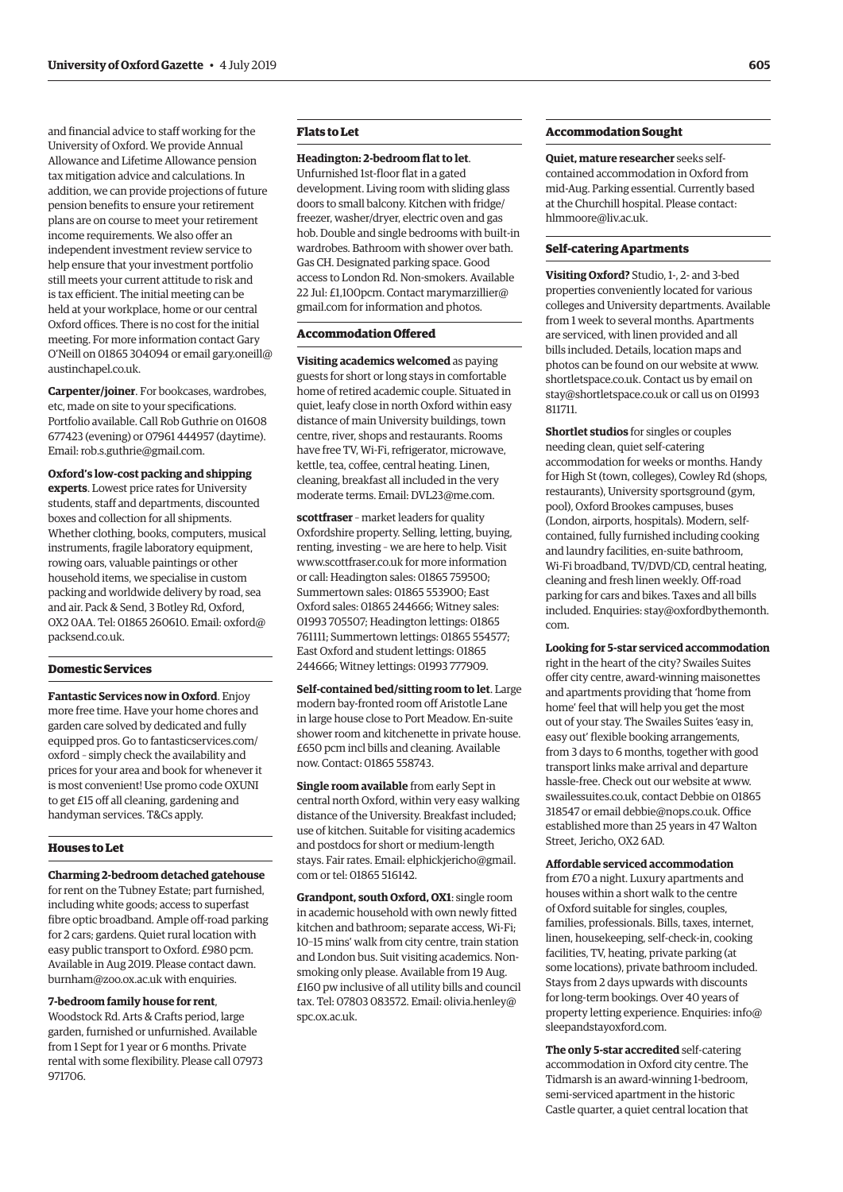and financial advice to staff working for the University of Oxford. We provide Annual Allowance and Lifetime Allowance pension tax mitigation advice and calculations. In addition, we can provide projections of future pension benefits to ensure your retirement plans are on course to meet your retirement income requirements. We also offer an independent investment review service to help ensure that your investment portfolio still meets your current attitude to risk and is tax efficient. The initial meeting can be held at your workplace, home or our central Oxford offices. There is no cost for the initial meeting. For more information contact Gary O'Neill on 01865 304094 or email gary.oneill@austinchapel.co.uk.

**Carpenter/joiner**. For bookcases, wardrobes, etc, made on site to your specifications. Portfolio available. Call Rob Guthrie on 01608 677423 (evening) or 07961 444957 (daytime). Email: rob.s.guthrie@gmail.com.

**Oxford's low-cost packing and shipping experts**. Lowest price rates for University students, staff and departments, discounted boxes and collection for all shipments. Whether clothing, books, computers, musical instruments, fragile laboratory equipment, rowing oars, valuable paintings or other household items, we specialise in custom packing and worldwide delivery by road, sea and air. Pack & Send, 3 Botley Rd, Oxford, OX2 0AA. Tel: 01865 260610. Email: oxford@packsend.co.uk.

### Domestic Services

**Fantastic Services now in Oxford**. Enjoy more free time. Have your home chores and garden care solved by dedicated and fully equipped pros. Go to fantasticservices.com/oxford – simply check the availability and prices for your area and book for whenever it is most convenient! Use promo code OXUNI to get £15 off all cleaning, gardening and handyman services. T&Cs apply.

### Houses to Let

**Charming 2-bedroom detached gatehouse** for rent on the Tubney Estate; part furnished, including white goods; access to superfast fibre optic broadband. Ample off-road parking for 2 cars; gardens. Quiet rural location with easy public transport to Oxford. £980 pcm. Available in Aug 2019. Please contact dawn.burnham@zoo.ox.ac.uk with enquiries.

**7-bedroom family house for rent**, Woodstock Rd. Arts & Crafts period, large garden, furnished or unfurnished. Available from 1 Sept for 1 year or 6 months. Private rental with some flexibility. Please call 07973 971706.

### Flats to Let

**Headington: 2-bedroom flat to let**. Unfurnished 1st-floor flat in a gated development. Living room with sliding glass doors to small balcony. Kitchen with fridge/freezer, washer/dryer, electric oven and gas hob. Double and single bedrooms with built-in wardrobes. Bathroom with shower over bath. Gas CH. Designated parking space. Good access to London Rd. Non-smokers. Available 22 Jul: £1,100pcm. Contact marymarzillier@gmail.com for information and photos.

### Accommodation Offered

**Visiting academics welcomed** as paying guests for short or long stays in comfortable home of retired academic couple. Situated in quiet, leafy close in north Oxford within easy distance of main University buildings, town centre, river, shops and restaurants. Rooms have free TV, Wi-Fi, refrigerator, microwave, kettle, tea, coffee, central heating. Linen, cleaning, breakfast all included in the very moderate terms. Email: DVL23@me.com.

**scottfraser** – market leaders for quality Oxfordshire property. Selling, letting, buying, renting, investing – we are here to help. Visit www.scottfraser.co.uk for more information or call: Headington sales: 01865 759500; Summertown sales: 01865 553900; East Oxford sales: 01865 244666; Witney sales: 01993 705507; Headington lettings: 01865 761111; Summertown lettings: 01865 554577; East Oxford and student lettings: 01865 244666; Witney lettings: 01993 777909.

**Self-contained bed/sitting room to let**. Large modern bay-fronted room off Aristotle Lane in large house close to Port Meadow. En-suite shower room and kitchenette in private house. £650 pcm incl bills and cleaning. Available now. Contact: 01865 558743.

**Single room available** from early Sept in central north Oxford, within very easy walking distance of the University. Breakfast included; use of kitchen. Suitable for visiting academics and postdocs for short or medium-length stays. Fair rates. Email: elphickjericho@gmail.com or tel: 01865 516142.

**Grandpont, south Oxford, OX1**: single room in academic household with own newly fitted kitchen and bathroom; separate access, Wi-Fi; 10–15 mins' walk from city centre, train station and London bus. Suit visiting academics. Non-smoking only please. Available from 19 Aug. £160 pw inclusive of all utility bills and council tax. Tel: 07803 083572. Email: olivia.henley@spc.ox.ac.uk.

### Accommodation Sought

**Quiet, mature researcher** seeks self-contained accommodation in Oxford from mid-Aug. Parking essential. Currently based at the Churchill hospital. Please contact: hlmmoore@liv.ac.uk.

### Self-catering Apartments

**Visiting Oxford?** Studio, 1-, 2- and 3-bed properties conveniently located for various colleges and University departments. Available from 1 week to several months. Apartments are serviced, with linen provided and all bills included. Details, location maps and photos can be found on our website at www.shortletspace.co.uk. Contact us by email on stay@shortletspace.co.uk or call us on 01993 811711.

**Shortlet studios** for singles or couples needing clean, quiet self-catering accommodation for weeks or months. Handy for High St (town, colleges), Cowley Rd (shops, restaurants), University sportsground (gym, pool), Oxford Brookes campuses, buses (London, airports, hospitals). Modern, self-contained, fully furnished including cooking and laundry facilities, en-suite bathroom, Wi-Fi broadband, TV/DVD/CD, central heating, cleaning and fresh linen weekly. Off-road parking for cars and bikes. Taxes and all bills included. Enquiries: stay@oxfordbythemonth.com.

**Looking for 5-star serviced accommodation** right in the heart of the city? Swailes Suites offer city centre, award-winning maisonettes and apartments providing that 'home from home' feel that will help you get the most out of your stay. The Swailes Suites 'easy in, easy out' flexible booking arrangements, from 3 days to 6 months, together with good transport links make arrival and departure hassle-free. Check out our website at www.swailessuites.co.uk, contact Debbie on 01865 318547 or email debbie@nops.co.uk. Office established more than 25 years in 47 Walton Street, Jericho, OX2 6AD.

**Affordable serviced accommodation** from £70 a night. Luxury apartments and houses within a short walk to the centre of Oxford suitable for singles, couples, families, professionals. Bills, taxes, internet, linen, housekeeping, self-check-in, cooking facilities, TV, heating, private parking (at some locations), private bathroom included. Stays from 2 days upwards with discounts for long-term bookings. Over 40 years of property letting experience. Enquiries: info@sleepandstayoxford.com.

**The only 5-star accredited** self-catering accommodation in Oxford city centre. The Tidmarsh is an award-winning 1-bedroom, semi-serviced apartment in the historic Castle quarter, a quiet central location that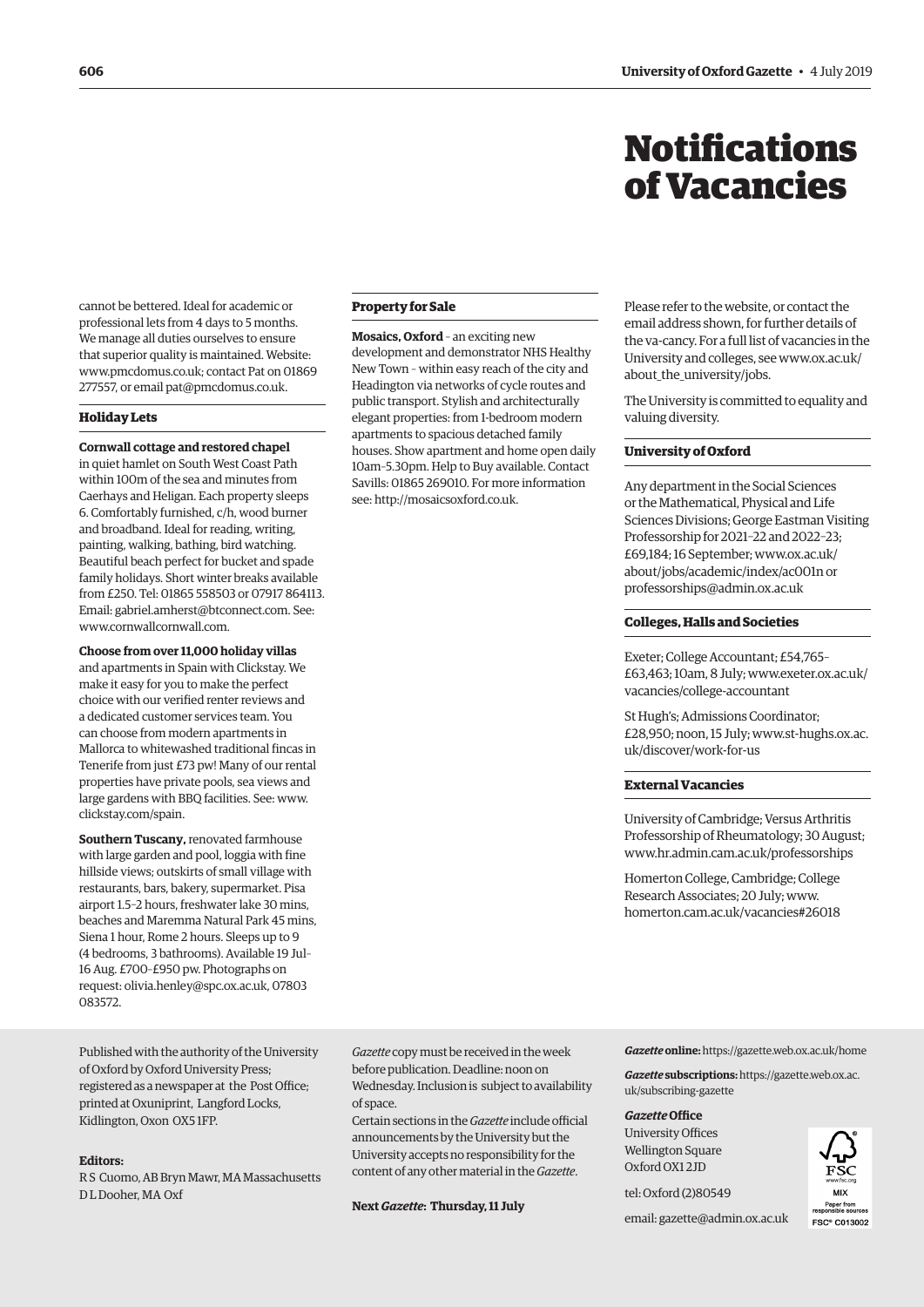cannot be bettered. Ideal for academic or professional lets from 4 days to 5 months. We manage all duties ourselves to ensure that superior quality is maintained. Website: www.pmcdomus.co.uk; contact Pat on 01869 277557, or email pat@pmcdomus.co.uk.

### Holiday Lets

**Cornwall cottage and restored chapel** in quiet hamlet on South West Coast Path within 100m of the sea and minutes from Caerhays and Heligan. Each property sleeps 6. Comfortably furnished, c/h, wood burner and broadband. Ideal for reading, writing, painting, walking, bathing, bird watching. Beautiful beach perfect for bucket and spade family holidays. Short winter breaks available from £250. Tel: 01865 558503 or 07917 864113. Email: gabriel.amherst@btconnect.com. See: www.cornwallcornwall.com.

**Choose from over 11,000 holiday villas** and apartments in Spain with Clickstay. We make it easy for you to make the perfect choice with our verified renter reviews and a dedicated customer services team. You can choose from modern apartments in Mallorca to whitewashed traditional fincas in Tenerife from just £73 pw! Many of our rental properties have private pools, sea views and large gardens with BBQ facilities. See: www.clickstay.com/spain.

**Southern Tuscany,** renovated farmhouse with large garden and pool, loggia with fine hillside views; outskirts of small village with restaurants, bars, bakery, supermarket. Pisa airport 1.5–2 hours, freshwater lake 30 mins, beaches and Maremma Natural Park 45 mins, Siena 1 hour, Rome 2 hours. Sleeps up to 9 (4 bedrooms, 3 bathrooms). Available 19 Jul–16 Aug. £700–£950 pw. Photographs on request: olivia.henley@spc.ox.ac.uk, 07803 083572.

### Property for Sale

**Mosaics, Oxford** – an exciting new development and demonstrator NHS Healthy New Town – within easy reach of the city and Headington via networks of cycle routes and public transport. Stylish and architecturally elegant properties: from 1-bedroom modern apartments to spacious detached family houses. Show apartment and home open daily 10am–5.30pm. Help to Buy available. Contact Savills: 01865 269010. For more information see: http://mosaicsoxford.co.uk.

# Notifications of Vacancies

Please refer to the website, or contact the email address shown, for further details of the va-cancy. For a full list of vacancies in the University and colleges, see www.ox.ac.uk/about_the_university/jobs.

The University is committed to equality and valuing diversity.

### University of Oxford

Any department in the Social Sciences or the Mathematical, Physical and Life Sciences Divisions; George Eastman Visiting Professorship for 2021–22 and 2022–23; £69,184; 16 September; www.ox.ac.uk/about/jobs/academic/index/ac001n or professorships@admin.ox.ac.uk

### Colleges, Halls and Societies

Exeter; College Accountant; £54,765–£63,463; 10am, 8 July; www.exeter.ox.ac.uk/vacancies/college-accountant

St Hugh's; Admissions Coordinator; £28,950; noon, 15 July; www.st-hughs.ox.ac.uk/discover/work-for-us

### External Vacancies

University of Cambridge; Versus Arthritis Professorship of Rheumatology; 30 August; www.hr.admin.cam.ac.uk/professorships

Homerton College, Cambridge; College Research Associates; 20 July; www.homerton.cam.ac.uk/vacancies#26018

---

Published with the authority of the University of Oxford by Oxford University Press; registered as a newspaper at the Post Office; printed at Oxuniprint, Langford Locks, Kidlington, Oxon OX5 1FP.

**Editors:**
R S Cuomo, AB Bryn Mawr, MA Massachusetts
D L Dooher, MA Oxf

*Gazette* copy must be received in the week before publication. Deadline: noon on Wednesday. Inclusion is subject to availability of space.
Certain sections in the *Gazette* include official announcements by the University but the University accepts no responsibility for the content of any other material in the *Gazette*.

**Next *Gazette*: Thursday, 11 July**

***Gazette* online:** https://gazette.web.ox.ac.uk/home

***Gazette* subscriptions:** https://gazette.web.ox.ac.uk/subscribing-gazette

***Gazette* Office**
University Offices
Wellington Square
Oxford OX1 2JD

tel: Oxford (2)80549

email: gazette@admin.ox.ac.uk

FSC www.fsc.org MIX Paper from responsible sources FSC® C013002